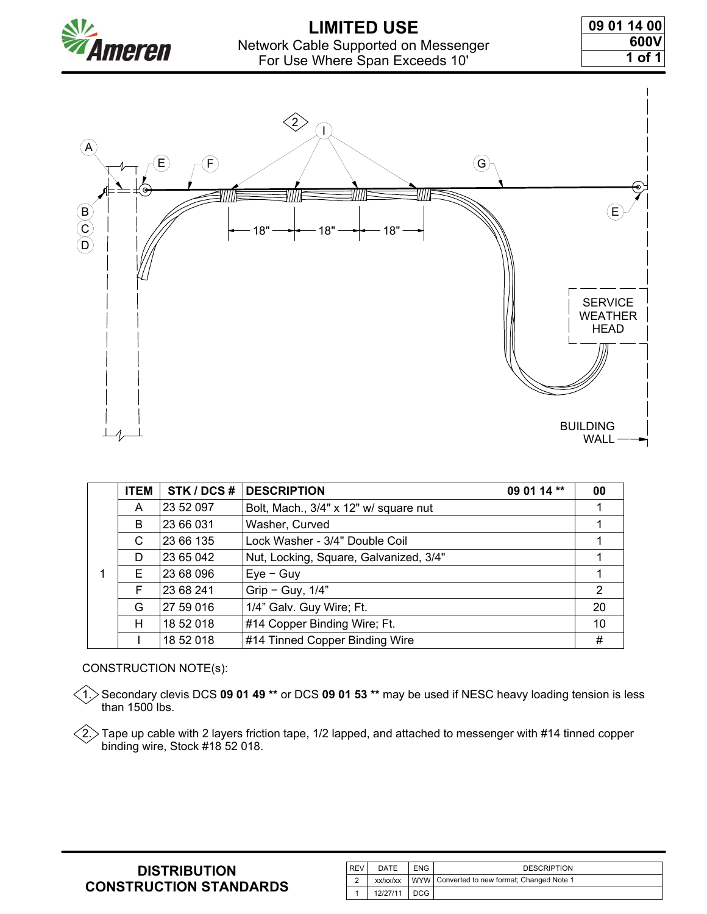# LIMITED USE

Network Cable Supported on Messenger
For Use Where Span Exceeds 10'

09 01 14 00
600V

A
B
C
D
E
F
G
I
2
18"
18"
18"
SERVICE WEATHER HEAD
BUILDING WALL

| | ITEM | STK / DCS # | DESCRIPTION 09 01 14 ** | 00 |
|---|---|---|---|---|
| 1 | A | 23 52 097 | Bolt, Mach., 3/4" x 12" w/ square nut | 1 |
| | B | 23 66 031 | Washer, Curved | 1 |
| | C | 23 66 135 | Lock Washer - 3/4" Double Coil | 1 |
| | D | 23 65 042 | Nut, Locking, Square, Galvanized, 3/4" | 1 |
| | E | 23 68 096 | Eye − Guy | 1 |
| | F | 23 68 241 | Grip − Guy, 1/4” | 2 |
| | G | 27 59 016 | 1/4” Galv. Guy Wire; Ft. | 20 |
| | H | 18 52 018 | #14 Copper Binding Wire; Ft. | 10 |
| | I | 18 52 018 | #14 Tinned Copper Binding Wire | # |

CONSTRUCTION NOTE(s):

1. Secondary clevis DCS **09 01 49 \*\*** or DCS **09 01 53 \*\*** may be used if NESC heavy loading tension is less than 1500 lbs.

2. Tape up cable with 2 layers friction tape, 1/2 lapped, and attached to messenger with #14 tinned copper binding wire, Stock #18 52 018.

**DISTRIBUTION CONSTRUCTION STANDARDS**

| REV | DATE | ENG | DESCRIPTION |
|---|---|---|---|
| 2 | xx/xx/xx | WYW | Converted to new format; Changed Note 1 |
| 1 | 12/27/11 | DCG | |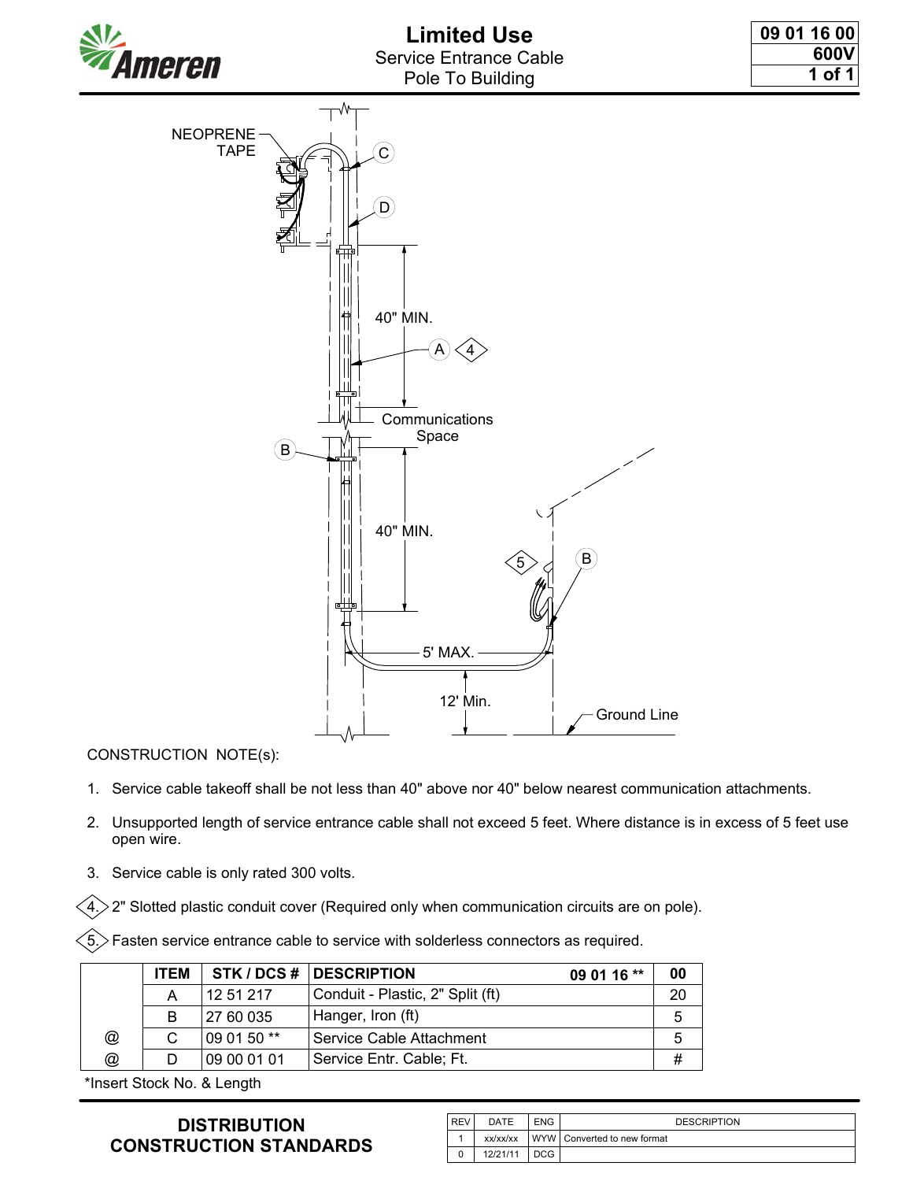# Limited Use

## Service Entrance Cable Pole To Building

09 01 16 00
600V

NEOPRENE TAPE

C

D

40" MIN.

A 4

Communications Space

B

40" MIN.

5 B

5' MAX.

12' Min.

Ground Line

CONSTRUCTION NOTE(s):

1. Service cable takeoff shall be not less than 40" above nor 40" below nearest communication attachments.
2. Unsupported length of service entrance cable shall not exceed 5 feet. Where distance is in excess of 5 feet use open wire.
3. Service cable is only rated 300 volts.

4. 2" Slotted plastic conduit cover (Required only when communication circuits are on pole).

5. Fasten service entrance cable to service with solderless connectors as required.

| | ITEM | STK / DCS # | DESCRIPTION 09 01 16 ** | 00 |
|---|---|---|---|---|
| | A | 12 51 217 | Conduit - Plastic, 2" Split (ft) | 20 |
| | B | 27 60 035 | Hanger, Iron (ft) | 5 |
| @ | C | 09 01 50 ** | Service Cable Attachment | 5 |
| @ | D | 09 00 01 01 | Service Entr. Cable; Ft. | # |

*Insert Stock No. & Length

**DISTRIBUTION CONSTRUCTION STANDARDS**

| REV | DATE | ENG | DESCRIPTION |
|---|---|---|---|
| 1 | xx/xx/xx | WYW | Converted to new format |
| 0 | 12/21/11 | DCG | |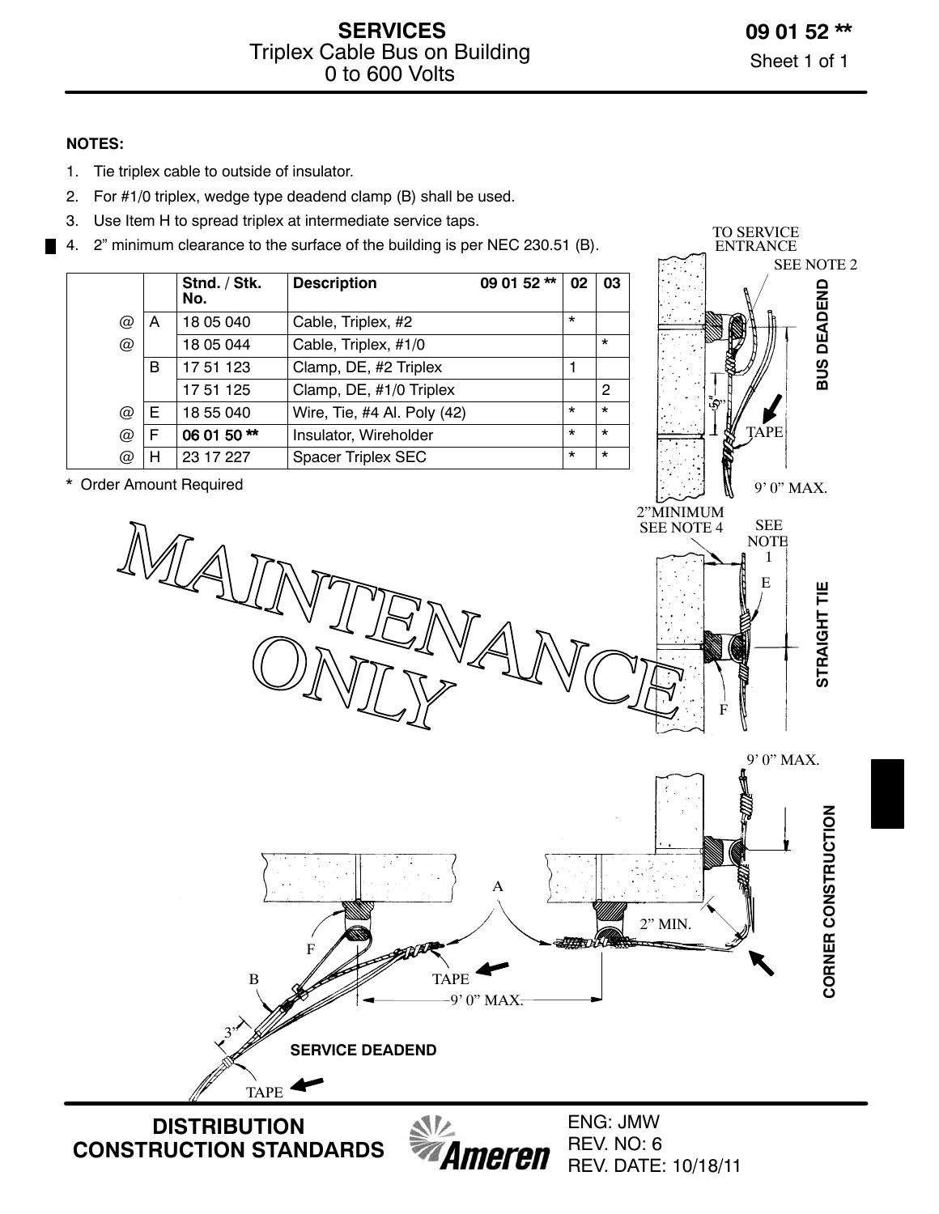# SERVICES
## Triplex Cable Bus on Building
## 0 to 600 Volts

**09 01 52 ****

**NOTES:**

1. Tie triplex cable to outside of insulator.
2. For #1/0 triplex, wedge type deadend clamp (B) shall be used.
3. Use Item H to spread triplex at intermediate service taps.
4. 2" minimum clearance to the surface of the building is per NEC 230.51 (B).

| | | Stnd. / Stk. No. | Description 09 01 52 ** | 02 | 03 |
|---|---|---|---|---|---|
| @ | A | 18 05 040 | Cable, Triplex, #2 | * | |
| @ | | 18 05 044 | Cable, Triplex, #1/0 | | * |
| | B | 17 51 123 | Clamp, DE, #2 Triplex | 1 | |
| | | 17 51 125 | Clamp, DE, #1/0 Triplex | | 2 |
| @ | E | 18 55 040 | Wire, Tie, #4 Al. Poly (42) | * | * |
| @ | F | 06 01 50 ** | Insulator, Wireholder | * | * |
| @ | H | 23 17 227 | Spacer Triplex SEC | * | * |

* Order Amount Required

MAINTENANCE ONLY

BUS DEADEND

TO SERVICE ENTRANCE

SEE NOTE 2

5"

TAPE

9' 0" MAX.

STRAIGHT TIE

2" MINIMUM SEE NOTE 4

SEE NOTE 1

E

F

CORNER CONSTRUCTION

9' 0" MAX.

2" MIN.

A

SERVICE DEADEND

F

B

TAPE

9' 0" MAX.

3"

TAPE

DISTRIBUTION CONSTRUCTION STANDARDS

Ameren

ENG: JMW
REV. NO: 6
REV. DATE: 10/18/11